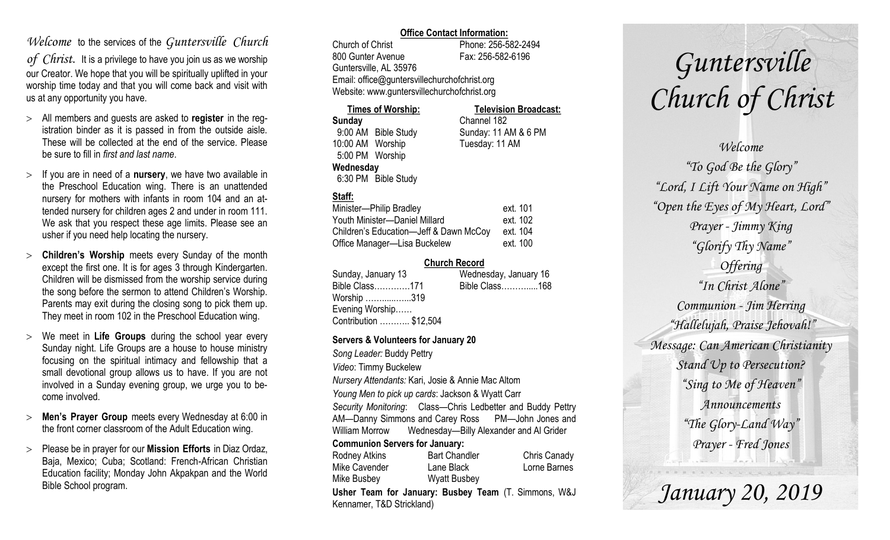*Welcome* to the services of the *Guntersville Church of Christ.* It is a privilege to have you join us as we worship our Creator. We hope that you will be spiritually uplifted in your worship time today and that you will come back and visit with us at any opportunity you have.

- All members and guests are asked to **register** in the registration binder as it is passed in from the outside aisle. These will be collected at the end of the service. Please be sure to fill in *first and last name*.
- If you are in need of a **nursery**, we have two available in the Preschool Education wing. There is an unattended nursery for mothers with infants in room 104 and an attended nursery for children ages 2 and under in room 111. We ask that you respect these age limits. Please see an usher if you need help locating the nursery.
- **Children's Worship** meets every Sunday of the month except the first one. It is for ages 3 through Kindergarten. Children will be dismissed from the worship service during the song before the sermon to attend Children's Worship. Parents may exit during the closing song to pick them up. They meet in room 102 in the Preschool Education wing.
- We meet in **Life Groups** during the school year every Sunday night. Life Groups are a house to house ministry focusing on the spiritual intimacy and fellowship that a small devotional group allows us to have. If you are not involved in a Sunday evening group, we urge you to become involved.
- **Men's Prayer Group** meets every Wednesday at 6:00 in the front corner classroom of the Adult Education wing.
- Please be in prayer for our **Mission Efforts** in Diaz Ordaz, Baja, Mexico; Cuba; Scotland: French-African Christian Education facility; Monday John Akpakpan and the World Bible School program.

**Office Contact Information:**

Church of Christ — Phone: 256-582-2494
800 Gunter Avenue — Fax: 256-582-6196
Guntersville, AL 35976
Email: office@guntersvillechurchofchrist.org
Website: www.guntersvillechurchofchrist.org

**Times of Worship:**
**Sunday**
9:00 AM Bible Study
10:00 AM Worship
5:00 PM Worship
**Wednesday**
6:30 PM Bible Study

**Television Broadcast:**
Channel 182
Sunday: 11 AM & 6 PM
Tuesday: 11 AM

**Staff:**

| | |
|---|---|
| Minister—Philip Bradley | ext. 101 |
| Youth Minister—Daniel Millard | ext. 102 |
| Children's Education—Jeff & Dawn McCoy | ext. 104 |
| Office Manager—Lisa Buckelew | ext. 100 |

**Church Record**

Sunday, January 13
Bible Class…………171
Worship ……..…….319
Evening Worship……
Contribution ……….. $12,504

Wednesday, January 16
Bible Class………......168

**Servers & Volunteers for January 20**

*Song Leader:* Buddy Pettry
*Video*: Timmy Buckelew
*Nursery Attendants:* Kari, Josie & Annie Mac Altom
*Young Men to pick up cards*: Jackson & Wyatt Carr
*Security Monitoring*: Class—Chris Ledbetter and Buddy Pettry AM—Danny Simmons and Carey Ross PM—John Jones and William Morrow Wednesday—Billy Alexander and Al Grider

**Communion Servers for January:**

| | | |
|---|---|---|
| Rodney Atkins | Bart Chandler | Chris Canady |
| Mike Cavender | Lane Black | Lorne Barnes |
| Mike Busbey | Wyatt Busbey | |

**Usher Team for January: Busbey Team** (T. Simmons, W&J Kennamer, T&D Strickland)

# *Guntersville Church of Christ*

*Welcome*
*"To God Be the Glory"*
*"Lord, I Lift Your Name on High"*
*"Open the Eyes of My Heart, Lord"*
*Prayer - Jimmy King*
*"Glorify Thy Name"*
*Offering*
*"In Christ Alone"*
*Communion - Jim Herring*
*"Hallelujah, Praise Jehovah!"*
*Message: Can American Christianity Stand Up to Persecution?*
*"Sing to Me of Heaven"*
*Announcements*
*"The Glory-Land Way"*
*Prayer - Fred Jones*

## *January 20, 2019*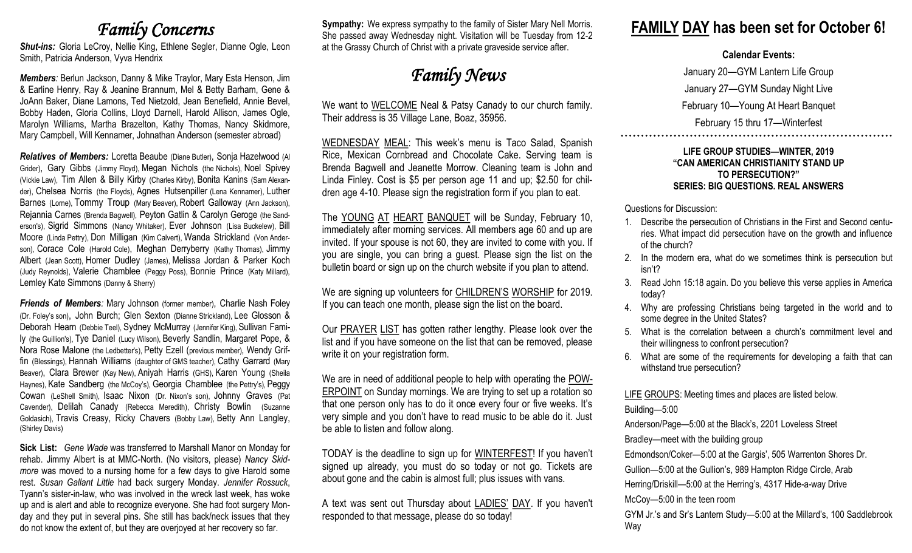# *Family Concerns*

***Shut-ins:*** Gloria LeCroy, Nellie King, Ethlene Segler, Dianne Ogle, Leon Smith, Patricia Anderson, Vyva Hendrix

***Members:*** Berlun Jackson, Danny & Mike Traylor, Mary Esta Henson, Jim & Earline Henry, Ray & Jeanine Brannum, Mel & Betty Barham, Gene & JoAnn Baker, Diane Lamons, Ted Nietzold, Jean Benefield, Annie Bevel, Bobby Haden, Gloria Collins, Lloyd Darnell, Harold Allison, James Ogle, Marolyn Williams, Martha Brazelton, Kathy Thomas, Nancy Skidmore, Mary Campbell, Will Kennamer, Johnathan Anderson (semester abroad)

***Relatives of Members:*** Loretta Beaube (Diane Butler), Sonja Hazelwood (Al Grider), Gary Gibbs (Jimmy Floyd), Megan Nichols (the Nichols), Noel Spivey (Vickie Law), Tim Allen & Billy Kirby (Charles Kirby), Bonita Kanins (Sam Alexander), Chelsea Norris (the Floyds), Agnes Hutsenpiller (Lena Kennamer), Luther Barnes (Lorne), Tommy Troup (Mary Beaver), Robert Galloway (Ann Jackson), Rejannia Carnes (Brenda Bagwell), Peyton Gatlin & Carolyn Geroge (the Sanderson's), Sigrid Simmons (Nancy Whitaker), Ever Johnson (Lisa Buckelew), Bill Moore (Linda Pettry), Don Milligan (Kim Calvert), Wanda Strickland (Von Anderson), Corace Cole (Harold Cole), Meghan Derryberry (Kathy Thomas), Jimmy Albert (Jean Scott), Homer Dudley (James), Melissa Jordan & Parker Koch (Judy Reynolds), Valerie Chamblee (Peggy Poss), Bonnie Prince (Katy Millard), Lemley Kate Simmons (Danny & Sherry)

***Friends of Members:*** Mary Johnson (former member), Charlie Nash Foley (Dr. Foley's son), John Burch; Glen Sexton (Dianne Strickland), Lee Glosson & Deborah Hearn (Debbie Teel), Sydney McMurray (Jennifer King), Sullivan Family (the Guillion's), Tye Daniel (Lucy Wilson), Beverly Sandlin, Margaret Pope, & Nora Rose Malone (the Ledbetter's), Petty Ezell (previous member), Wendy Griffin (Blessings), Hannah Williams (daughter of GMS teacher), Cathy Garrard (Mary Beaver), Clara Brewer (Kay New), Aniyah Harris (GHS), Karen Young (Sheila Haynes), Kate Sandberg (the McCoy's), Georgia Chamblee (the Pettry's), Peggy Cowan (LeShell Smith), Isaac Nixon (Dr. Nixon's son), Johnny Graves (Pat Cavender), Delilah Canady (Rebecca Meredith), Christy Bowlin (Suzanne Goldasich), Travis Creasy, Ricky Chavers (Bobby Law), Betty Ann Langley, (Shirley Davis)

**Sick List:** *Gene Wade* was transferred to Marshall Manor on Monday for rehab. Jimmy Albert is at MMC-North. (No visitors, please) *Nancy Skidmore* was moved to a nursing home for a few days to give Harold some rest. *Susan Gallant Little* had back surgery Monday. *Jennifer Rossuck*, Tyann's sister-in-law, who was involved in the wreck last week, has woke up and is alert and able to recognize everyone. She had foot surgery Monday and they put in several pins. She still has back/neck issues that they do not know the extent of, but they are overjoyed at her recovery so far.

**Sympathy:** We express sympathy to the family of Sister Mary Nell Morris. She passed away Wednesday night. Visitation will be Tuesday from 12-2 at the Grassy Church of Christ with a private graveside service after.

# *Family News*

We want to WELCOME Neal & Patsy Canady to our church family. Their address is 35 Village Lane, Boaz, 35956.

WEDNESDAY MEAL: This week's menu is Taco Salad, Spanish Rice, Mexican Cornbread and Chocolate Cake. Serving team is Brenda Bagwell and Jeanette Morrow. Cleaning team is John and Linda Finley. Cost is $5 per person age 11 and up; $2.50 for children age 4-10. Please sign the registration form if you plan to eat.

The YOUNG AT HEART BANQUET will be Sunday, February 10, immediately after morning services. All members age 60 and up are invited. If your spouse is not 60, they are invited to come with you. If you are single, you can bring a guest. Please sign the list on the bulletin board or sign up on the church website if you plan to attend.

We are signing up volunteers for CHILDREN'S WORSHIP for 2019. If you can teach one month, please sign the list on the board.

Our PRAYER LIST has gotten rather lengthy. Please look over the list and if you have someone on the list that can be removed, please write it on your registration form.

We are in need of additional people to help with operating the POWERPOINT on Sunday mornings. We are trying to set up a rotation so that one person only has to do it once every four or five weeks. It's very simple and you don't have to read music to be able do it. Just be able to listen and follow along.

TODAY is the deadline to sign up for WINTERFEST! If you haven't signed up already, you must do so today or not go. Tickets are about gone and the cabin is almost full; plus issues with vans.

A text was sent out Thursday about LADIES' DAY. If you haven't responded to that message, please do so today!

## FAMILY DAY has been set for October 6!

**Calendar Events:**

January 20—GYM Lantern Life Group

January 27—GYM Sunday Night Live

February 10—Young At Heart Banquet

February 15 thru 17—Winterfest

**LIFE GROUP STUDIES—WINTER, 2019**
**"CAN AMERICAN CHRISTIANITY STAND UP TO PERSECUTION?"**
**SERIES: BIG QUESTIONS. REAL ANSWERS**

Questions for Discussion:

1. Describe the persecution of Christians in the First and Second centuries. What impact did persecution have on the growth and influence of the church?
2. In the modern era, what do we sometimes think is persecution but isn't?
3. Read John 15:18 again. Do you believe this verse applies in America today?
4. Why are professing Christians being targeted in the world and to some degree in the United States?
5. What is the correlation between a church's commitment level and their willingness to confront persecution?
6. What are some of the requirements for developing a faith that can withstand true persecution?

LIFE GROUPS: Meeting times and places are listed below.

Building—5:00

Anderson/Page—5:00 at the Black's, 2201 Loveless Street

Bradley—meet with the building group

Edmondson/Coker—5:00 at the Gargis', 505 Warrenton Shores Dr.

Gullion—5:00 at the Gullion's, 989 Hampton Ridge Circle, Arab

Herring/Driskill—5:00 at the Herring's, 4317 Hide-a-way Drive

McCoy—5:00 in the teen room

GYM Jr.'s and Sr's Lantern Study—5:00 at the Millard's, 100 Saddlebrook Way